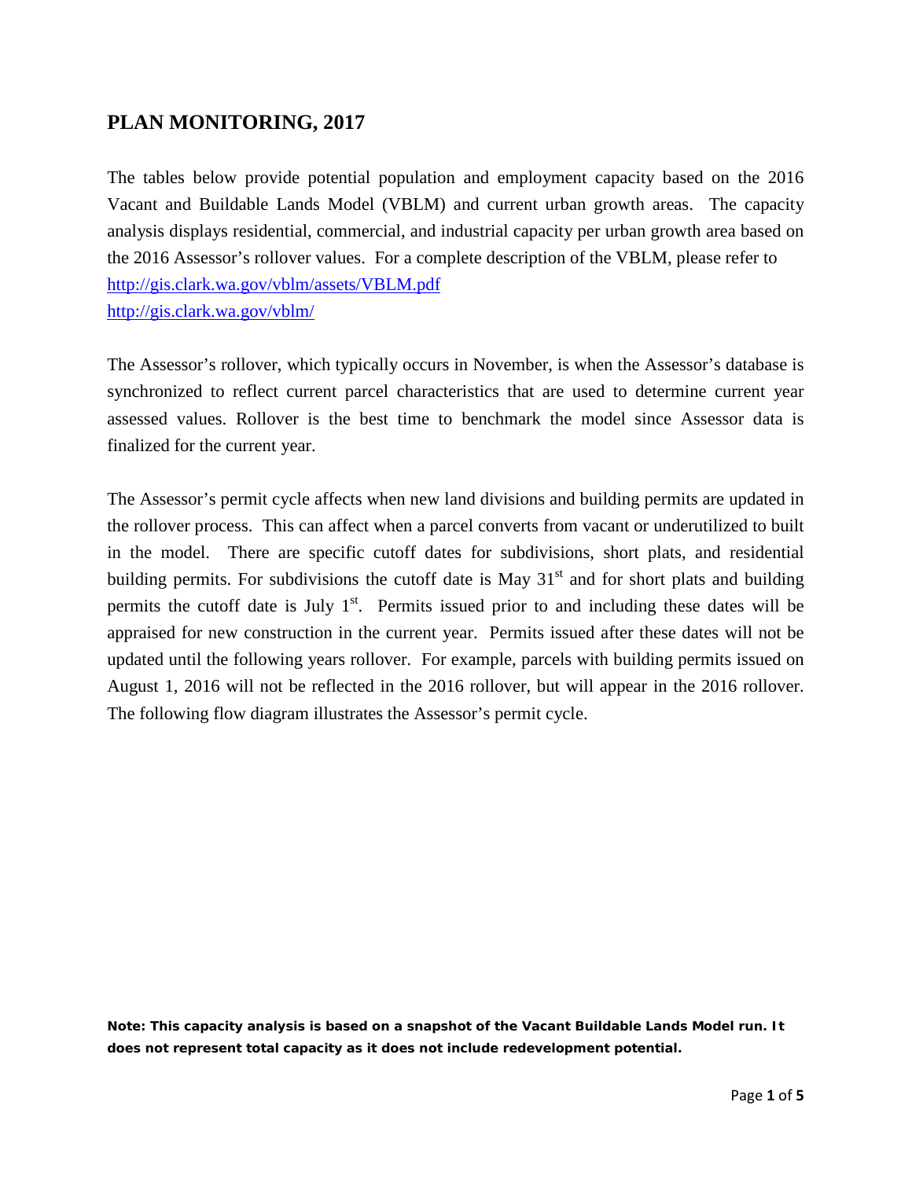## PLAN MONITORING, 2017

The tables below provide potential population and employment capacity based on the 2016 Vacant and Buildable Lands Model (VBLM) and current urban growth areas. The capacity analysis displays residential, commercial, and industrial capacity per urban growth area based on the 2016 Assessor's rollover values. For a complete description of the VBLM, please refer to
[http://gis.clark.wa.gov/vblm/assets/VBLM.pdf](http://gis.clark.wa.gov/vblm/assets/VBLM.pdf)
[http://gis.clark.wa.gov/vblm/](http://gis.clark.wa.gov/vblm/)

The Assessor's rollover, which typically occurs in November, is when the Assessor's database is synchronized to reflect current parcel characteristics that are used to determine current year assessed values. Rollover is the best time to benchmark the model since Assessor data is finalized for the current year.

The Assessor's permit cycle affects when new land divisions and building permits are updated in the rollover process. This can affect when a parcel converts from vacant or underutilized to built in the model. There are specific cutoff dates for subdivisions, short plats, and residential building permits. For subdivisions the cutoff date is May 31st and for short plats and building permits the cutoff date is July 1st. Permits issued prior to and including these dates will be appraised for new construction in the current year. Permits issued after these dates will not be updated until the following years rollover. For example, parcels with building permits issued on August 1, 2016 will not be reflected in the 2016 rollover, but will appear in the 2016 rollover. The following flow diagram illustrates the Assessor's permit cycle.

**Note: This capacity analysis is based on a snapshot of the Vacant Buildable Lands Model run. It does not represent total capacity as it does not include redevelopment potential.**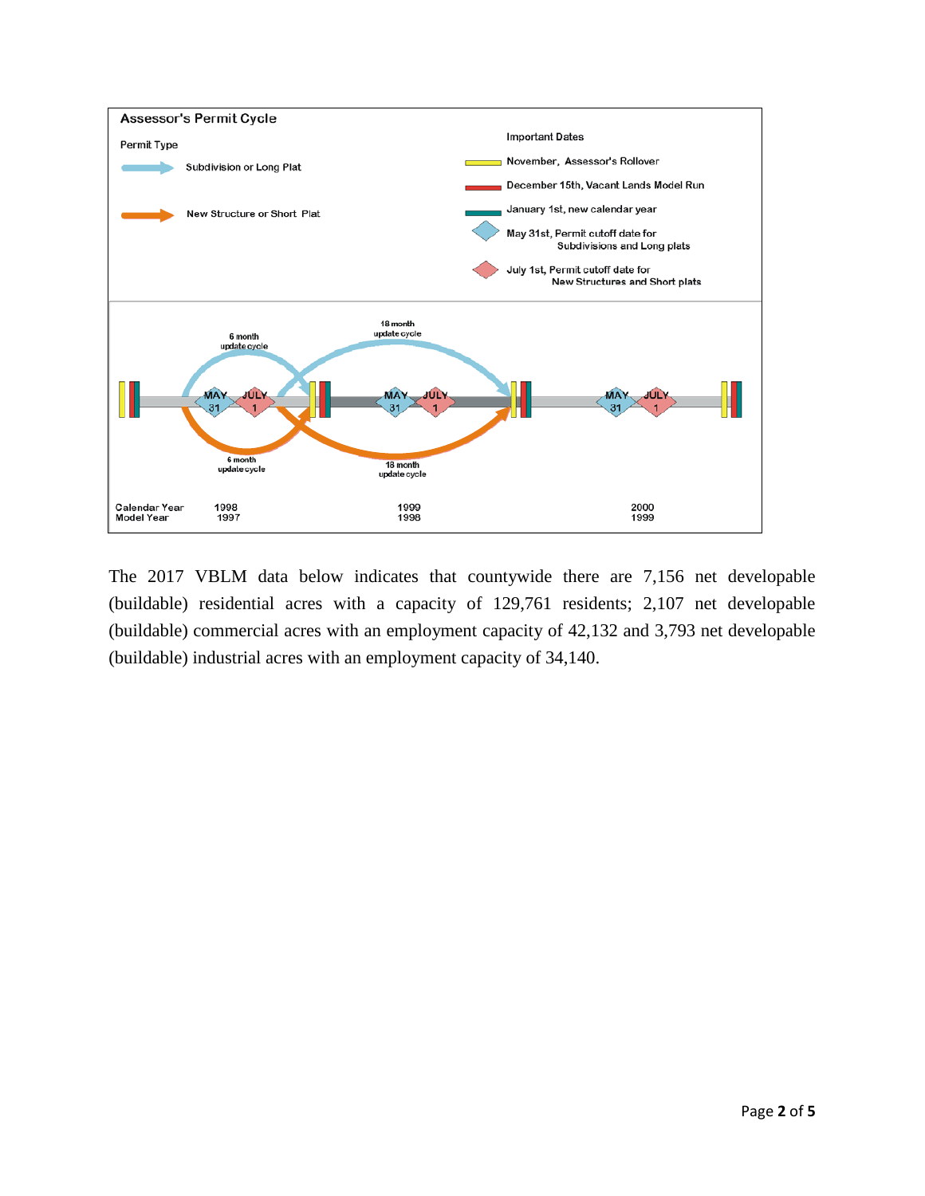**Assessor's Permit Cycle**

Permit Type

- Subdivision or Long Plat
- New Structure or Short Plat

Important Dates

- November, Assessor's Rollover
- December 15th, Vacant Lands Model Run
- January 1st, new calendar year
- May 31st, Permit cutoff date for Subdivisions and Long plats
- July 1st, Permit cutoff date for New Structures and Short plats

6 month update cycle

18 month update cycle

MAY 31 JULY 1

| Calendar Year | 1998 | 1999 | 2000 |
|---|---|---|---|
| Model Year | 1997 | 1998 | 1999 |

The 2017 VBLM data below indicates that countywide there are 7,156 net developable (buildable) residential acres with a capacity of 129,761 residents; 2,107 net developable (buildable) commercial acres with an employment capacity of 42,132 and 3,793 net developable (buildable) industrial acres with an employment capacity of 34,140.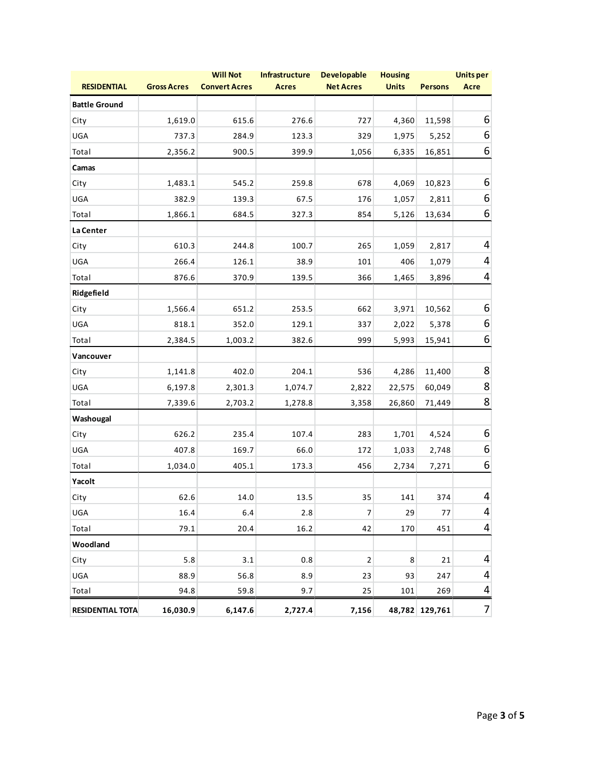| RESIDENTIAL | Gross Acres | Will Not Convert Acres | Infrastructure Acres | Developable Net Acres | Housing Units | Persons | Units per Acre |
|---|---|---|---|---|---|---|---|
| **Battle Ground** | | | | | | | |
| City | 1,619.0 | 615.6 | 276.6 | 727 | 4,360 | 11,598 | 6 |
| UGA | 737.3 | 284.9 | 123.3 | 329 | 1,975 | 5,252 | 6 |
| Total | 2,356.2 | 900.5 | 399.9 | 1,056 | 6,335 | 16,851 | 6 |
| **Camas** | | | | | | | |
| City | 1,483.1 | 545.2 | 259.8 | 678 | 4,069 | 10,823 | 6 |
| UGA | 382.9 | 139.3 | 67.5 | 176 | 1,057 | 2,811 | 6 |
| Total | 1,866.1 | 684.5 | 327.3 | 854 | 5,126 | 13,634 | 6 |
| **La Center** | | | | | | | |
| City | 610.3 | 244.8 | 100.7 | 265 | 1,059 | 2,817 | 4 |
| UGA | 266.4 | 126.1 | 38.9 | 101 | 406 | 1,079 | 4 |
| Total | 876.6 | 370.9 | 139.5 | 366 | 1,465 | 3,896 | 4 |
| **Ridgefield** | | | | | | | |
| City | 1,566.4 | 651.2 | 253.5 | 662 | 3,971 | 10,562 | 6 |
| UGA | 818.1 | 352.0 | 129.1 | 337 | 2,022 | 5,378 | 6 |
| Total | 2,384.5 | 1,003.2 | 382.6 | 999 | 5,993 | 15,941 | 6 |
| **Vancouver** | | | | | | | |
| City | 1,141.8 | 402.0 | 204.1 | 536 | 4,286 | 11,400 | 8 |
| UGA | 6,197.8 | 2,301.3 | 1,074.7 | 2,822 | 22,575 | 60,049 | 8 |
| Total | 7,339.6 | 2,703.2 | 1,278.8 | 3,358 | 26,860 | 71,449 | 8 |
| **Washougal** | | | | | | | |
| City | 626.2 | 235.4 | 107.4 | 283 | 1,701 | 4,524 | 6 |
| UGA | 407.8 | 169.7 | 66.0 | 172 | 1,033 | 2,748 | 6 |
| Total | 1,034.0 | 405.1 | 173.3 | 456 | 2,734 | 7,271 | 6 |
| **Yacolt** | | | | | | | |
| City | 62.6 | 14.0 | 13.5 | 35 | 141 | 374 | 4 |
| UGA | 16.4 | 6.4 | 2.8 | 7 | 29 | 77 | 4 |
| Total | 79.1 | 20.4 | 16.2 | 42 | 170 | 451 | 4 |
| **Woodland** | | | | | | | |
| City | 5.8 | 3.1 | 0.8 | 2 | 8 | 21 | 4 |
| UGA | 88.9 | 56.8 | 8.9 | 23 | 93 | 247 | 4 |
| Total | 94.8 | 59.8 | 9.7 | 25 | 101 | 269 | 4 |
| **RESIDENTIAL TOTA** | **16,030.9** | **6,147.6** | **2,727.4** | **7,156** | **48,782** | **129,761** | 7 |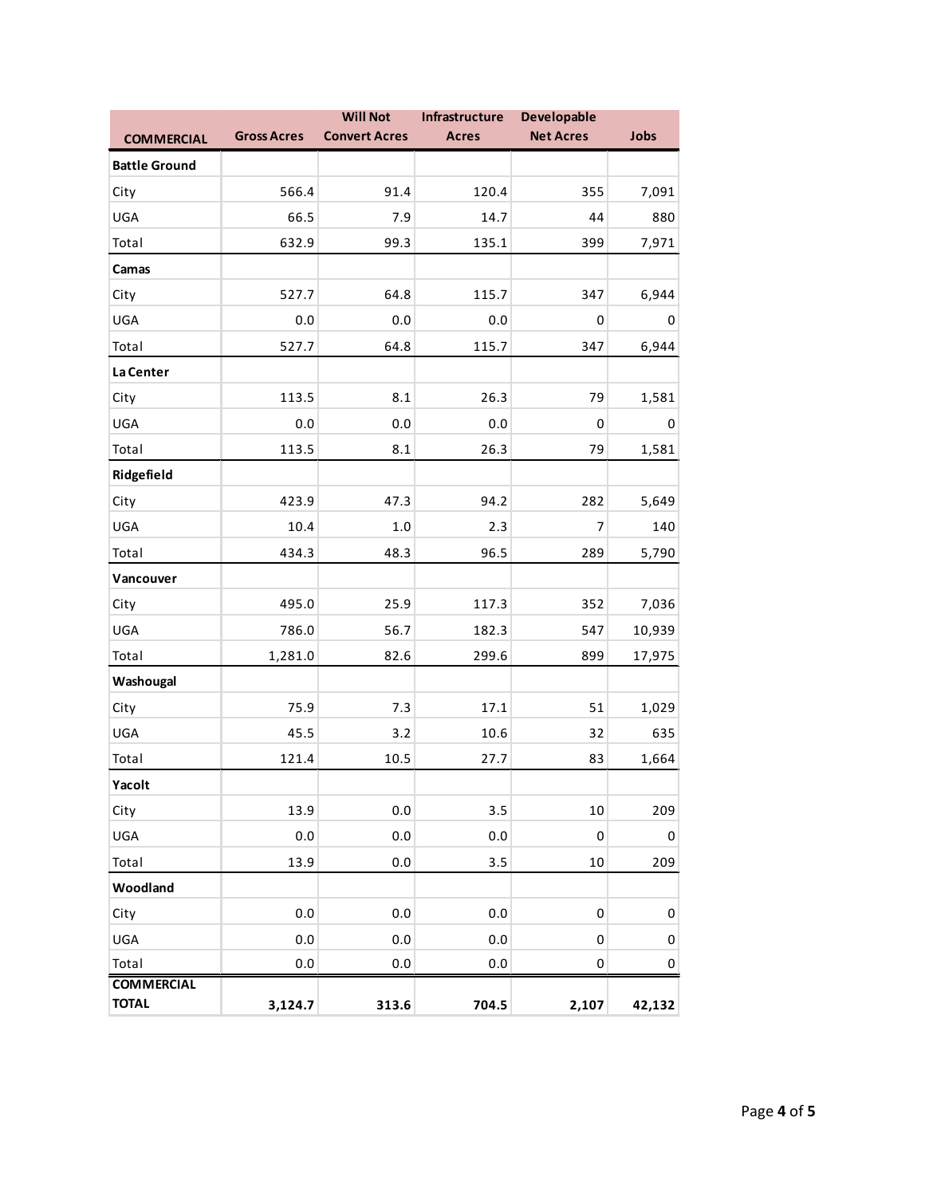| COMMERCIAL | Gross Acres | Will Not Convert Acres | Infrastructure Acres | Developable Net Acres | Jobs |
|---|---|---|---|---|---|
| **Battle Ground** | | | | | |
| City | 566.4 | 91.4 | 120.4 | 355 | 7,091 |
| UGA | 66.5 | 7.9 | 14.7 | 44 | 880 |
| Total | 632.9 | 99.3 | 135.1 | 399 | 7,971 |
| **Camas** | | | | | |
| City | 527.7 | 64.8 | 115.7 | 347 | 6,944 |
| UGA | 0.0 | 0.0 | 0.0 | 0 | 0 |
| Total | 527.7 | 64.8 | 115.7 | 347 | 6,944 |
| **La Center** | | | | | |
| City | 113.5 | 8.1 | 26.3 | 79 | 1,581 |
| UGA | 0.0 | 0.0 | 0.0 | 0 | 0 |
| Total | 113.5 | 8.1 | 26.3 | 79 | 1,581 |
| **Ridgefield** | | | | | |
| City | 423.9 | 47.3 | 94.2 | 282 | 5,649 |
| UGA | 10.4 | 1.0 | 2.3 | 7 | 140 |
| Total | 434.3 | 48.3 | 96.5 | 289 | 5,790 |
| **Vancouver** | | | | | |
| City | 495.0 | 25.9 | 117.3 | 352 | 7,036 |
| UGA | 786.0 | 56.7 | 182.3 | 547 | 10,939 |
| Total | 1,281.0 | 82.6 | 299.6 | 899 | 17,975 |
| **Washougal** | | | | | |
| City | 75.9 | 7.3 | 17.1 | 51 | 1,029 |
| UGA | 45.5 | 3.2 | 10.6 | 32 | 635 |
| Total | 121.4 | 10.5 | 27.7 | 83 | 1,664 |
| **Yacolt** | | | | | |
| City | 13.9 | 0.0 | 3.5 | 10 | 209 |
| UGA | 0.0 | 0.0 | 0.0 | 0 | 0 |
| Total | 13.9 | 0.0 | 3.5 | 10 | 209 |
| **Woodland** | | | | | |
| City | 0.0 | 0.0 | 0.0 | 0 | 0 |
| UGA | 0.0 | 0.0 | 0.0 | 0 | 0 |
| Total | 0.0 | 0.0 | 0.0 | 0 | 0 |
| **COMMERCIAL TOTAL** | **3,124.7** | **313.6** | **704.5** | **2,107** | **42,132** |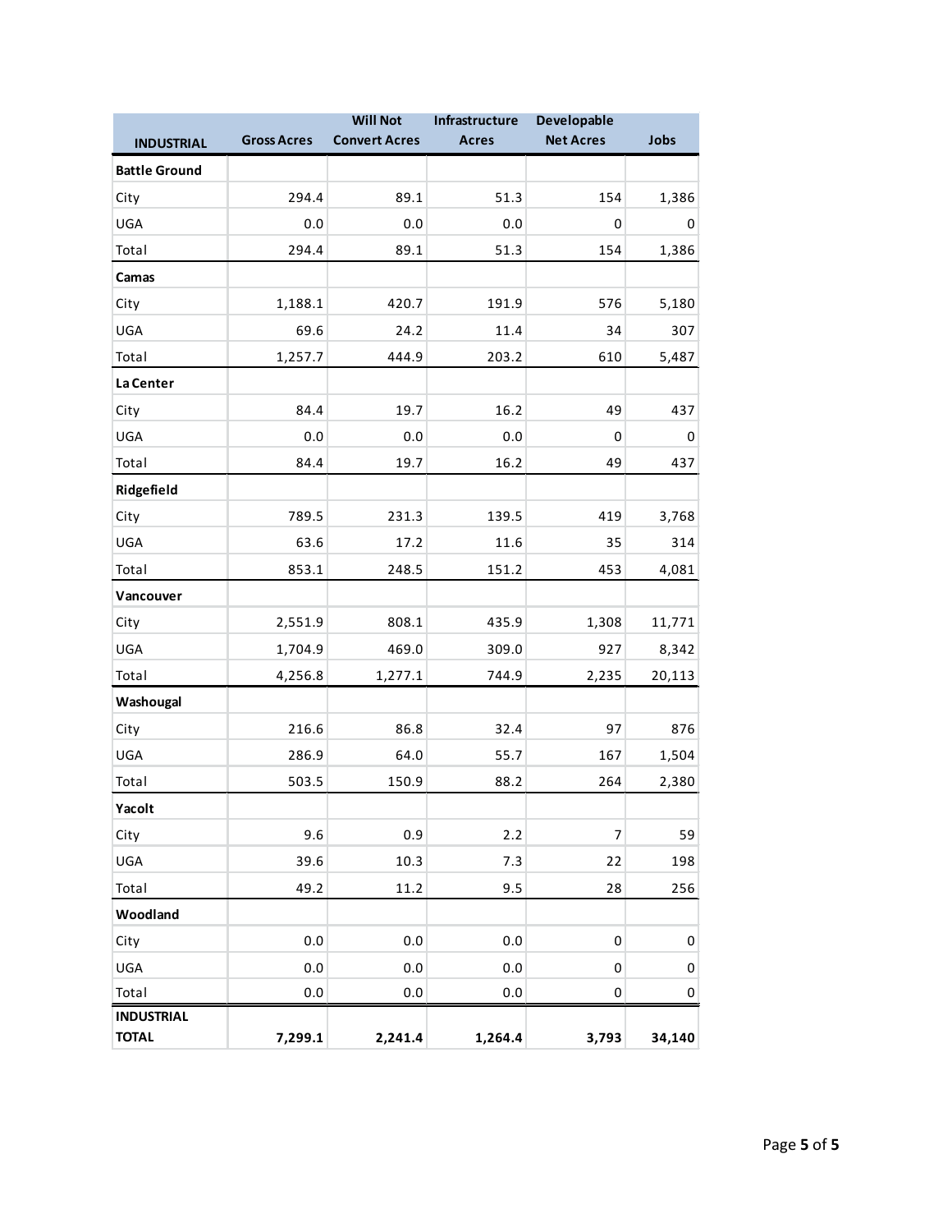| INDUSTRIAL | Gross Acres | Will Not Convert Acres | Infrastructure Acres | Developable Net Acres | Jobs |
|---|---|---|---|---|---|
| **Battle Ground** | | | | | |
| City | 294.4 | 89.1 | 51.3 | 154 | 1,386 |
| UGA | 0.0 | 0.0 | 0.0 | 0 | 0 |
| Total | 294.4 | 89.1 | 51.3 | 154 | 1,386 |
| **Camas** | | | | | |
| City | 1,188.1 | 420.7 | 191.9 | 576 | 5,180 |
| UGA | 69.6 | 24.2 | 11.4 | 34 | 307 |
| Total | 1,257.7 | 444.9 | 203.2 | 610 | 5,487 |
| **La Center** | | | | | |
| City | 84.4 | 19.7 | 16.2 | 49 | 437 |
| UGA | 0.0 | 0.0 | 0.0 | 0 | 0 |
| Total | 84.4 | 19.7 | 16.2 | 49 | 437 |
| **Ridgefield** | | | | | |
| City | 789.5 | 231.3 | 139.5 | 419 | 3,768 |
| UGA | 63.6 | 17.2 | 11.6 | 35 | 314 |
| Total | 853.1 | 248.5 | 151.2 | 453 | 4,081 |
| **Vancouver** | | | | | |
| City | 2,551.9 | 808.1 | 435.9 | 1,308 | 11,771 |
| UGA | 1,704.9 | 469.0 | 309.0 | 927 | 8,342 |
| Total | 4,256.8 | 1,277.1 | 744.9 | 2,235 | 20,113 |
| **Washougal** | | | | | |
| City | 216.6 | 86.8 | 32.4 | 97 | 876 |
| UGA | 286.9 | 64.0 | 55.7 | 167 | 1,504 |
| Total | 503.5 | 150.9 | 88.2 | 264 | 2,380 |
| **Yacolt** | | | | | |
| City | 9.6 | 0.9 | 2.2 | 7 | 59 |
| UGA | 39.6 | 10.3 | 7.3 | 22 | 198 |
| Total | 49.2 | 11.2 | 9.5 | 28 | 256 |
| **Woodland** | | | | | |
| City | 0.0 | 0.0 | 0.0 | 0 | 0 |
| UGA | 0.0 | 0.0 | 0.0 | 0 | 0 |
| Total | 0.0 | 0.0 | 0.0 | 0 | 0 |
| **INDUSTRIAL TOTAL** | **7,299.1** | **2,241.4** | **1,264.4** | **3,793** | **34,140** |